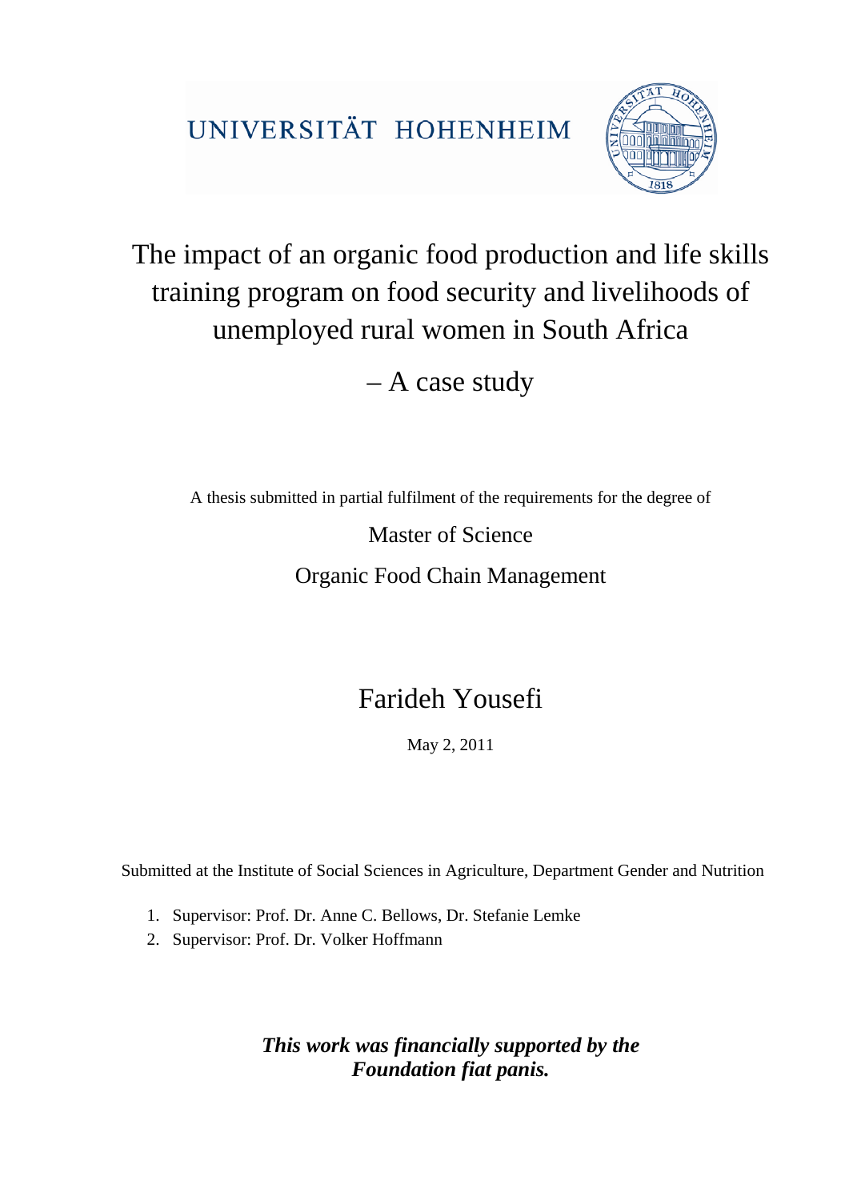UNIVERSITÄT HOHENHEIM

# The impact of an organic food production and life skills training program on food security and livelihoods of unemployed rural women in South Africa

# – A case study

A thesis submitted in partial fulfilment of the requirements for the degree of

Master of Science

Organic Food Chain Management

## Farideh Yousefi

May 2, 2011

Submitted at the Institute of Social Sciences in Agriculture, Department Gender and Nutrition

1. Supervisor: Prof. Dr. Anne C. Bellows, Dr. Stefanie Lemke
2. Supervisor: Prof. Dr. Volker Hoffmann

***This work was financially supported by the Foundation fiat panis.***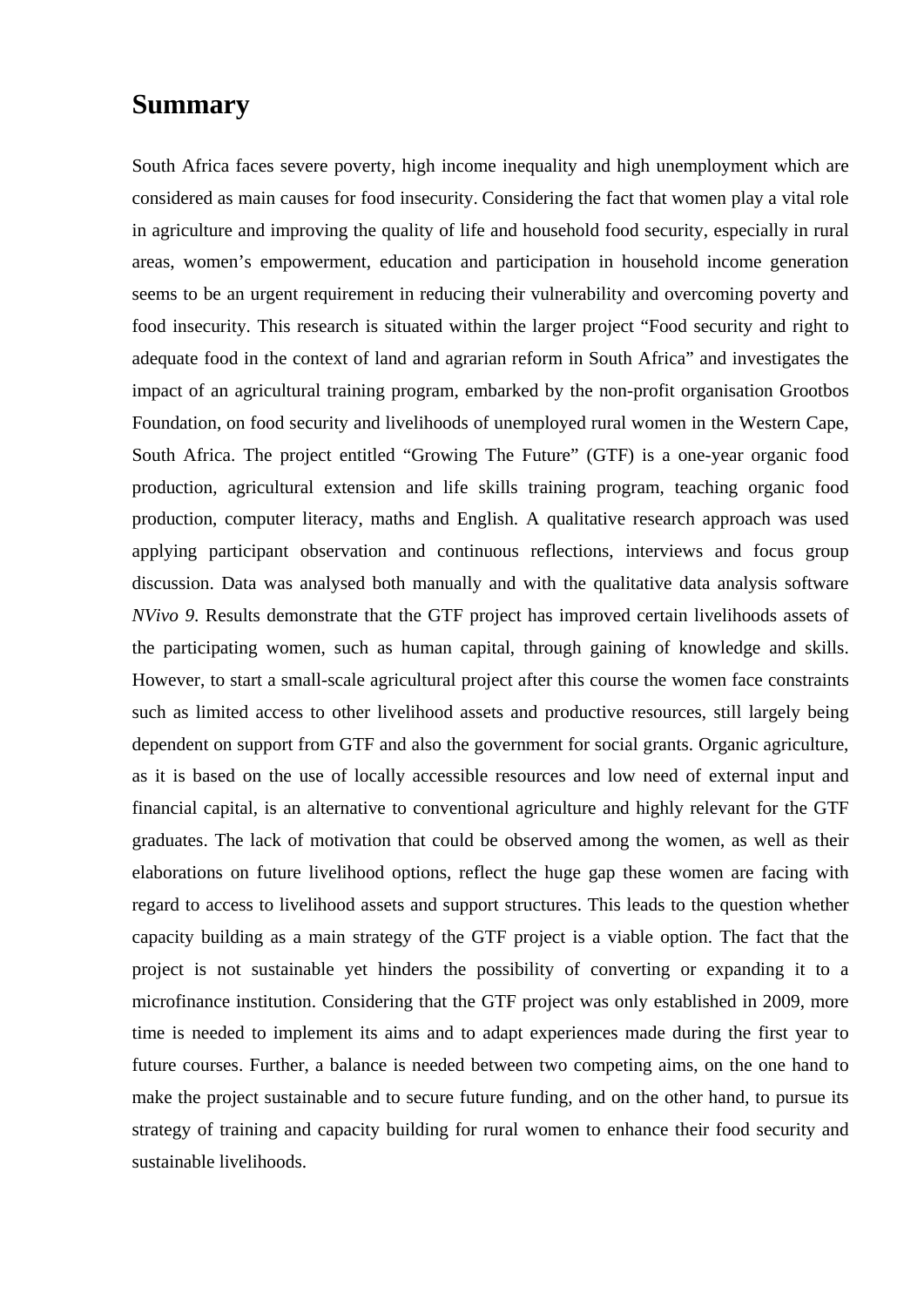# Summary

South Africa faces severe poverty, high income inequality and high unemployment which are considered as main causes for food insecurity. Considering the fact that women play a vital role in agriculture and improving the quality of life and household food security, especially in rural areas, women's empowerment, education and participation in household income generation seems to be an urgent requirement in reducing their vulnerability and overcoming poverty and food insecurity. This research is situated within the larger project "Food security and right to adequate food in the context of land and agrarian reform in South Africa" and investigates the impact of an agricultural training program, embarked by the non-profit organisation Grootbos Foundation, on food security and livelihoods of unemployed rural women in the Western Cape, South Africa. The project entitled "Growing The Future" (GTF) is a one-year organic food production, agricultural extension and life skills training program, teaching organic food production, computer literacy, maths and English. A qualitative research approach was used applying participant observation and continuous reflections, interviews and focus group discussion. Data was analysed both manually and with the qualitative data analysis software *NVivo 9*. Results demonstrate that the GTF project has improved certain livelihoods assets of the participating women, such as human capital, through gaining of knowledge and skills. However, to start a small-scale agricultural project after this course the women face constraints such as limited access to other livelihood assets and productive resources, still largely being dependent on support from GTF and also the government for social grants. Organic agriculture, as it is based on the use of locally accessible resources and low need of external input and financial capital, is an alternative to conventional agriculture and highly relevant for the GTF graduates. The lack of motivation that could be observed among the women, as well as their elaborations on future livelihood options, reflect the huge gap these women are facing with regard to access to livelihood assets and support structures. This leads to the question whether capacity building as a main strategy of the GTF project is a viable option. The fact that the project is not sustainable yet hinders the possibility of converting or expanding it to a microfinance institution. Considering that the GTF project was only established in 2009, more time is needed to implement its aims and to adapt experiences made during the first year to future courses. Further, a balance is needed between two competing aims, on the one hand to make the project sustainable and to secure future funding, and on the other hand, to pursue its strategy of training and capacity building for rural women to enhance their food security and sustainable livelihoods.